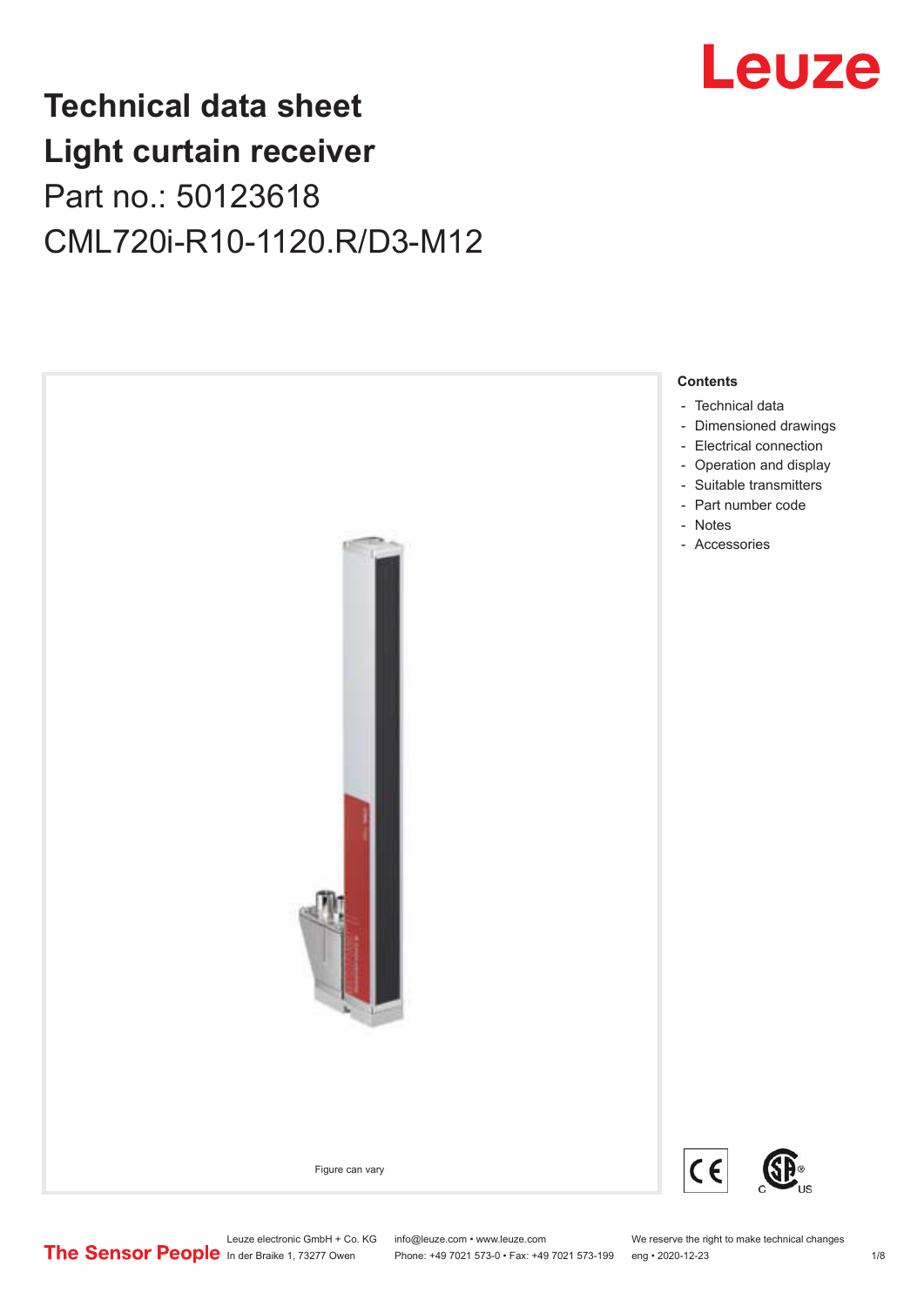# Technical data sheet
# Light curtain receiver
## Part no.: 50123618
## CML720i-R10-1120.R/D3-M12

Figure can vary

**Contents**

- Technical data
- Dimensioned drawings
- Electrical connection
- Operation and display
- Suitable transmitters
- Part number code
- Notes
- Accessories

Leuze electronic GmbH + Co. KG
In der Braike 1, 73277 Owen

info@leuze.com • www.leuze.com
Phone: +49 7021 573-0 • Fax: +49 7021 573-199

We reserve the right to make technical changes
eng • 2020-12-23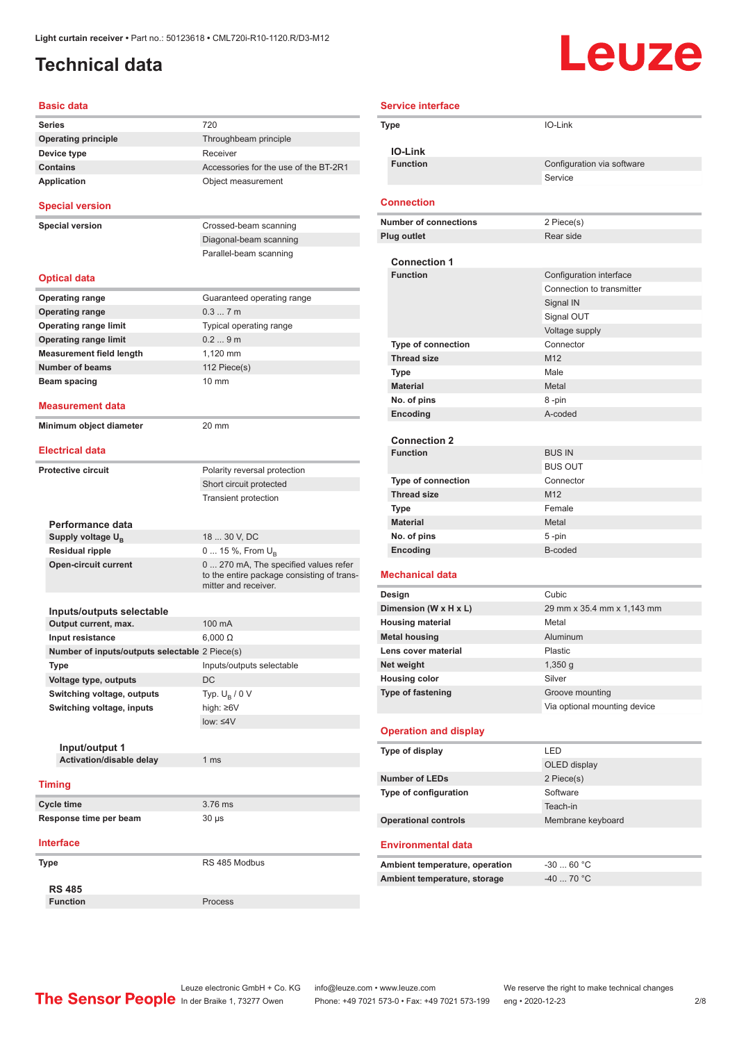Light curtain receiver • Part no.: 50123618 • CML720i-R10-1120.R/D3-M12

# Technical data

## Basic data

| | |
|---|---|
| Series | 720 |
| Operating principle | Throughbeam principle |
| Device type | Receiver |
| Contains | Accessories for the use of the BT-2R1 |
| Application | Object measurement |

## Special version

| | |
|---|---|
| Special version | Crossed-beam scanning |
| | Diagonal-beam scanning |
| | Parallel-beam scanning |

## Optical data

| | |
|---|---|
| Operating range | Guaranteed operating range |
| Operating range | 0.3 ... 7 m |
| Operating range limit | Typical operating range |
| Operating range limit | 0.2 ... 9 m |
| Measurement field length | 1,120 mm |
| Number of beams | 112 Piece(s) |
| Beam spacing | 10 mm |

## Measurement data

| | |
|---|---|
| Minimum object diameter | 20 mm |

## Electrical data

| | |
|---|---|
| Protective circuit | Polarity reversal protection |
| | Short circuit protected |
| | Transient protection |

### Performance data

| | |
|---|---|
| Supply voltage $U_B$ | 18 ... 30 V, DC |
| Residual ripple | 0 ... 15 %, From $U_B$ |
| Open-circuit current | 0 ... 270 mA, The specified values refer to the entire package consisting of transmitter and receiver. |

### Inputs/outputs selectable

| | |
|---|---|
| Output current, max. | 100 mA |
| Input resistance | 6,000 Ω |
| Number of inputs/outputs selectable | 2 Piece(s) |
| Type | Inputs/outputs selectable |
| Voltage type, outputs | DC |
| Switching voltage, outputs | Typ. $U_B$ / 0 V |
| Switching voltage, inputs | high: ≥6V |
| | low: ≤4V |

#### Input/output 1

| | |
|---|---|
| Activation/disable delay | 1 ms |

## Timing

| | |
|---|---|
| Cycle time | 3.76 ms |
| Response time per beam | 30 μs |

## Interface

| | |
|---|---|
| Type | RS 485 Modbus |

### RS 485

| | |
|---|---|
| Function | Process |

## Service interface

| | |
|---|---|
| Type | IO-Link |

### IO-Link

| | |
|---|---|
| Function | Configuration via software |
| | Service |

## Connection

| | |
|---|---|
| Number of connections | 2 Piece(s) |
| Plug outlet | Rear side |

### Connection 1

| | |
|---|---|
| Function | Configuration interface |
| | Connection to transmitter |
| | Signal IN |
| | Signal OUT |
| | Voltage supply |
| Type of connection | Connector |
| Thread size | M12 |
| Type | Male |
| Material | Metal |
| No. of pins | 8 -pin |
| Encoding | A-coded |

### Connection 2

| | |
|---|---|
| Function | BUS IN |
| | BUS OUT |
| Type of connection | Connector |
| Thread size | M12 |
| Type | Female |
| Material | Metal |
| No. of pins | 5 -pin |
| Encoding | B-coded |

## Mechanical data

| | |
|---|---|
| Design | Cubic |
| Dimension (W x H x L) | 29 mm x 35.4 mm x 1,143 mm |
| Housing material | Metal |
| Metal housing | Aluminum |
| Lens cover material | Plastic |
| Net weight | 1,350 g |
| Housing color | Silver |
| Type of fastening | Groove mounting |
| | Via optional mounting device |

## Operation and display

| | |
|---|---|
| Type of display | LED |
| | OLED display |
| Number of LEDs | 2 Piece(s) |
| Type of configuration | Software |
| | Teach-in |
| Operational controls | Membrane keyboard |

## Environmental data

| | |
|---|---|
| Ambient temperature, operation | -30 ... 60 °C |
| Ambient temperature, storage | -40 ... 70 °C |

The Sensor People — Leuze electronic GmbH + Co. KG, In der Braike 1, 73277 Owen — info@leuze.com • www.leuze.com — Phone: +49 7021 573-0 • Fax: +49 7021 573-199 — We reserve the right to make technical changes — eng • 2020-12-23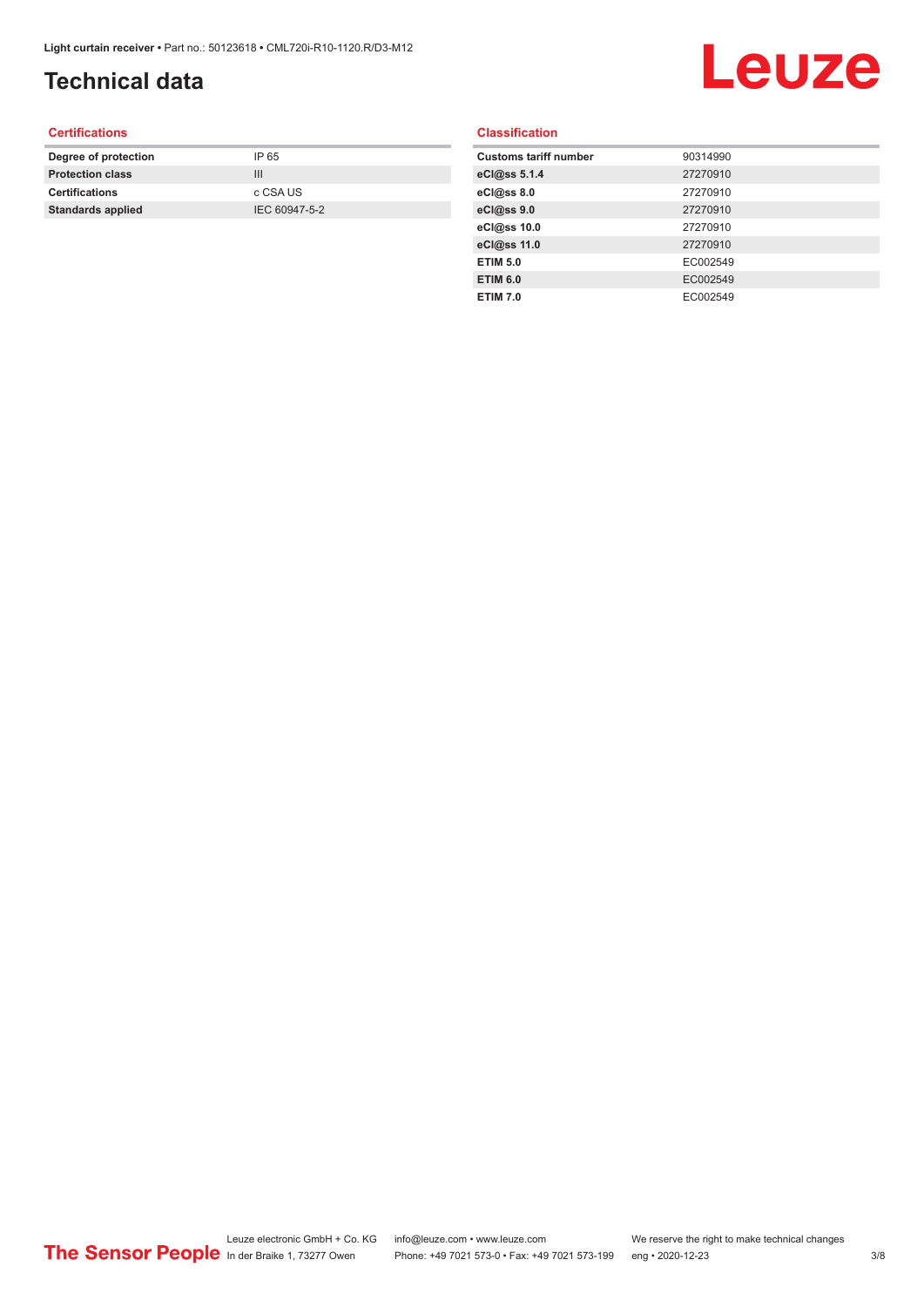# Technical data

## Certifications

| | |
|---|---|
| **Degree of protection** | IP 65 |
| **Protection class** | III |
| **Certifications** | c CSA US |
| **Standards applied** | IEC 60947-5-2 |

## Classification

| | |
|---|---|
| **Customs tariff number** | 90314990 |
| **eCl@ss 5.1.4** | 27270910 |
| **eCl@ss 8.0** | 27270910 |
| **eCl@ss 9.0** | 27270910 |
| **eCl@ss 10.0** | 27270910 |
| **eCl@ss 11.0** | 27270910 |
| **ETIM 5.0** | EC002549 |
| **ETIM 6.0** | EC002549 |
| **ETIM 7.0** | EC002549 |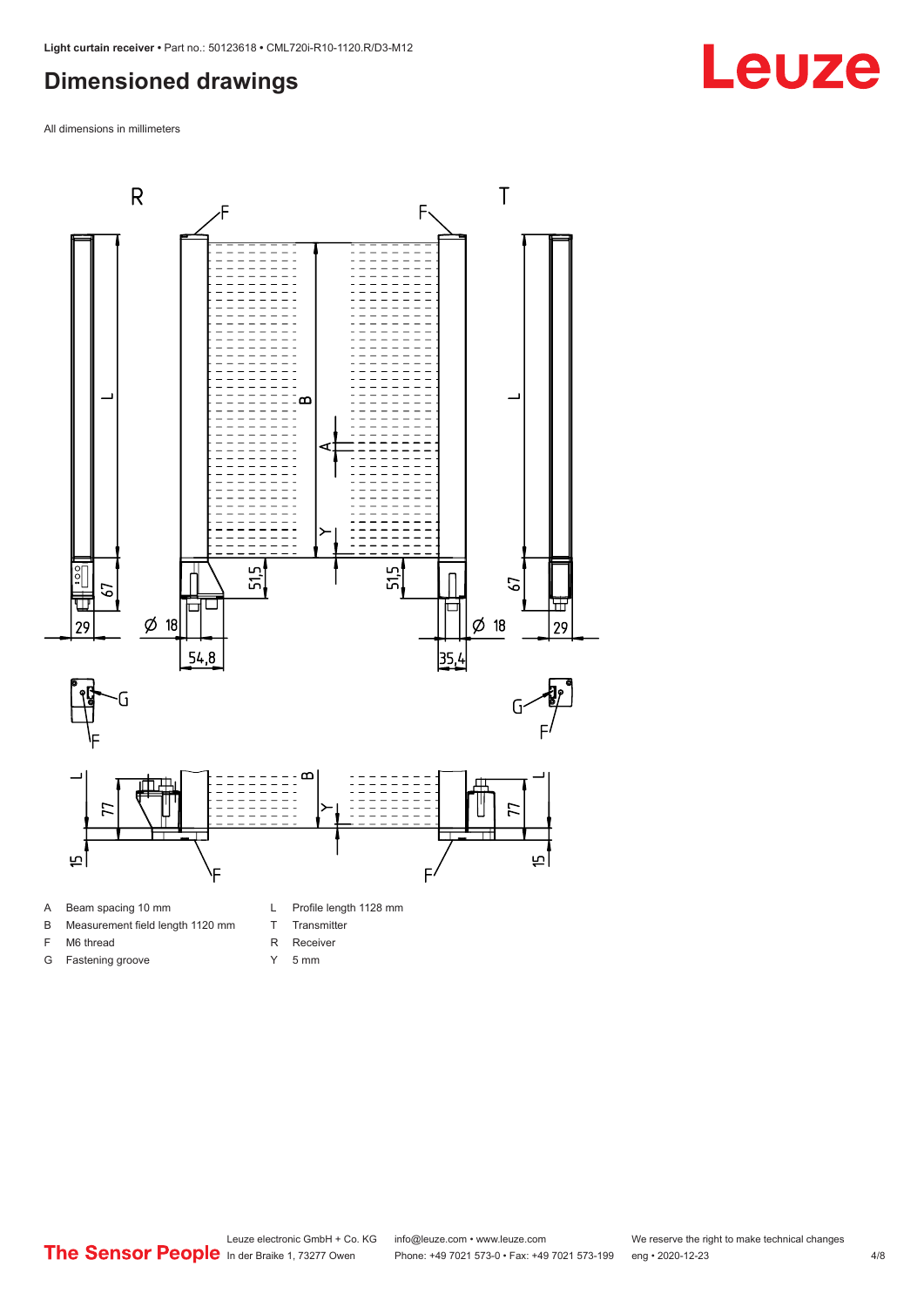## Dimensioned drawings

All dimensions in millimeters

A Beam spacing 10 mm
B Measurement field length 1120 mm
F M6 thread
G Fastening groove
L Profile length 1128 mm
T Transmitter
R Receiver
Y 5 mm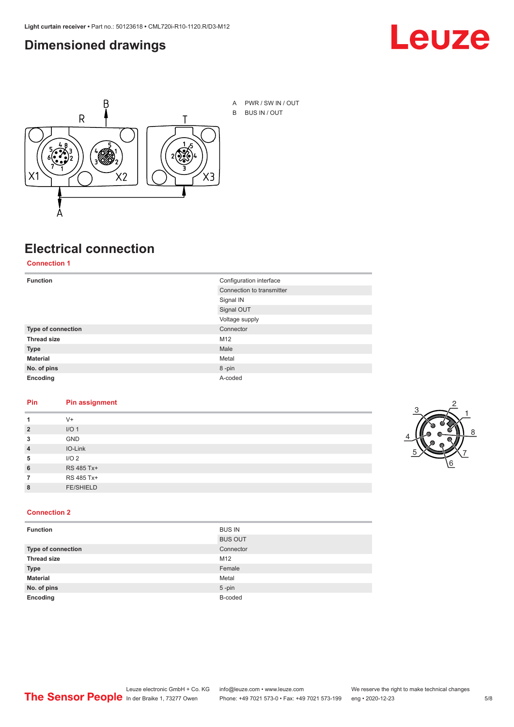## Dimensioned drawings

A PWR / SW IN / OUT

B BUS IN / OUT

## Electrical connection

### Connection 1

| Function | Configuration interface |
|---|---|
| | Connection to transmitter |
| | Signal IN |
| | Signal OUT |
| | Voltage supply |
| **Type of connection** | Connector |
| **Thread size** | M12 |
| **Type** | Male |
| **Material** | Metal |
| **No. of pins** | 8 -pin |
| **Encoding** | A-coded |

| Pin | Pin assignment |
|---|---|
| 1 | V+ |
| 2 | I/O 1 |
| 3 | GND |
| 4 | IO-Link |
| 5 | I/O 2 |
| 6 | RS 485 Tx+ |
| 7 | RS 485 Tx+ |
| 8 | FE/SHIELD |

### Connection 2

| Function | BUS IN |
|---|---|
| | BUS OUT |
| **Type of connection** | Connector |
| **Thread size** | M12 |
| **Type** | Female |
| **Material** | Metal |
| **No. of pins** | 5 -pin |
| **Encoding** | B-coded |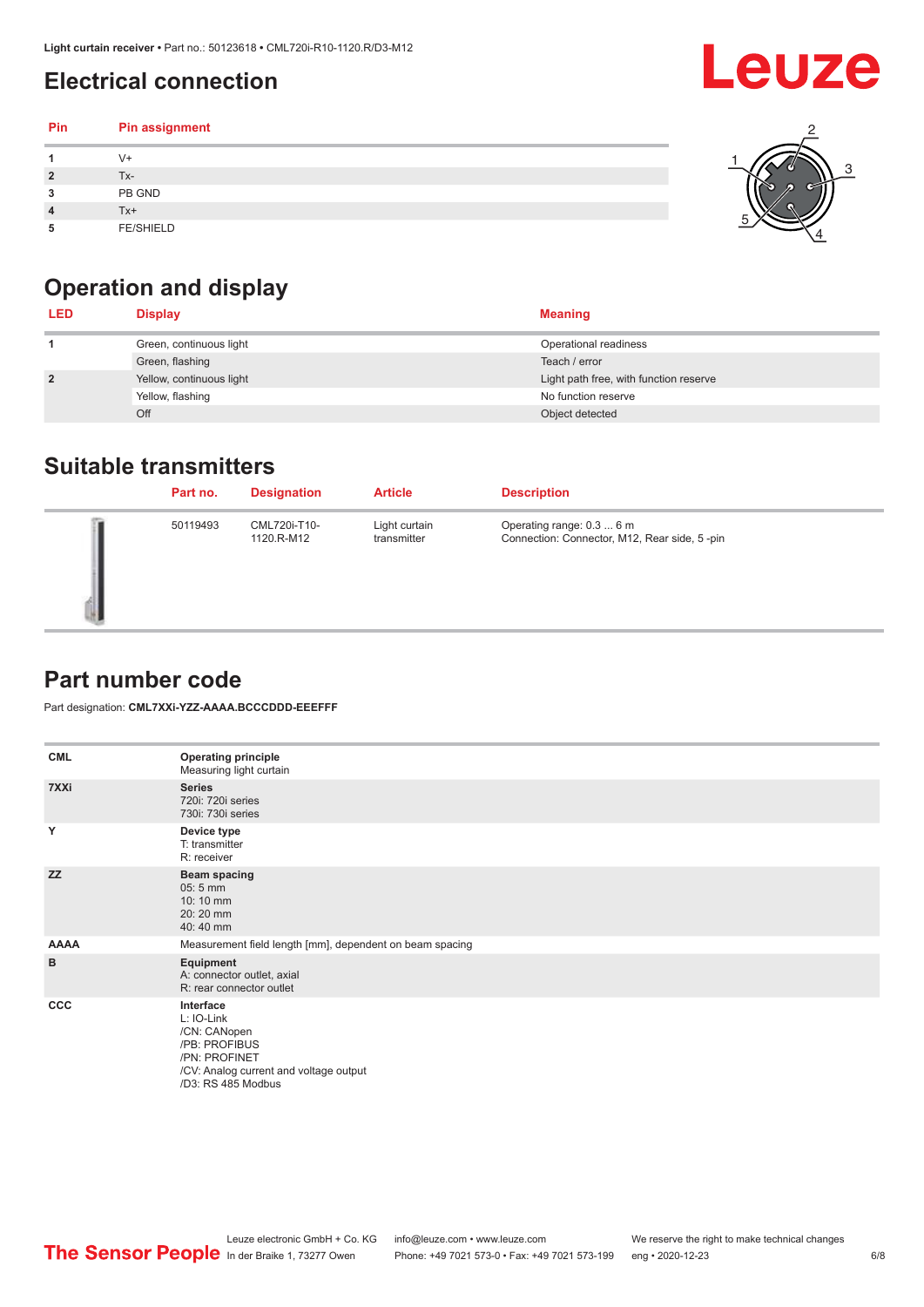## Electrical connection

| Pin | Pin assignment |
|---|---|
| 1 | V+ |
| 2 | Tx- |
| 3 | PB GND |
| 4 | Tx+ |
| 5 | FE/SHIELD |

## Operation and display

| LED | Display | Meaning |
|---|---|---|
| 1 | Green, continuous light | Operational readiness |
| | Green, flashing | Teach / error |
| 2 | Yellow, continuous light | Light path free, with function reserve |
| | Yellow, flashing | No function reserve |
| | Off | Object detected |

## Suitable transmitters

| | Part no. | Designation | Article | Description |
|---|---|---|---|---|
| | 50119493 | CML720i-T10-1120.R-M12 | Light curtain transmitter | Operating range: 0.3 ... 6 m<br>Connection: Connector, M12, Rear side, 5 -pin |

## Part number code

Part designation: **CML7XXi-YZZ-AAAA.BCCCDDD-EEEFFF**

| | |
|---|---|
| **CML** | **Operating principle**<br>Measuring light curtain |
| **7XXi** | **Series**<br>720i: 720i series<br>730i: 730i series |
| **Y** | **Device type**<br>T: transmitter<br>R: receiver |
| **ZZ** | **Beam spacing**<br>05: 5 mm<br>10: 10 mm<br>20: 20 mm<br>40: 40 mm |
| **AAAA** | Measurement field length [mm], dependent on beam spacing |
| **B** | **Equipment**<br>A: connector outlet, axial<br>R: rear connector outlet |
| **CCC** | **Interface**<br>L: IO-Link<br>/CN: CANopen<br>/PB: PROFIBUS<br>/PN: PROFINET<br>/CV: Analog current and voltage output<br>/D3: RS 485 Modbus |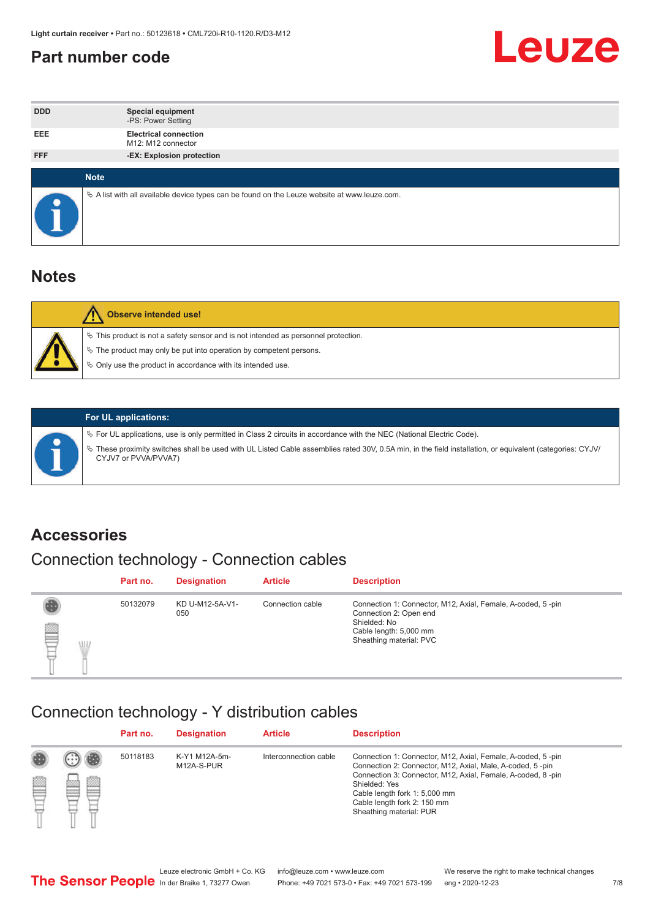## Part number code

| | |
|---|---|
| DDD | **Special equipment**<br>-PS: Power Setting |
| EEE | **Electrical connection**<br>M12: M12 connector |
| FFF | **-EX: Explosion protection** |

**Note**

- A list with all available device types can be found on the Leuze website at www.leuze.com.

# Notes

**Observe intended use!**

- This product is not a safety sensor and is not intended as personnel protection.
- The product may only be put into operation by competent persons.
- Only use the product in accordance with its intended use.

**For UL applications:**

- For UL applications, use is only permitted in Class 2 circuits in accordance with the NEC (National Electric Code).
- These proximity switches shall be used with UL Listed Cable assemblies rated 30V, 0.5A min, in the field installation, or equivalent (categories: CYJV/CYJV7 or PVVA/PVVA7)

# Accessories

## Connection technology - Connection cables

| Part no. | Designation | Article | Description |
|---|---|---|---|
| 50132079 | KD U-M12-5A-V1-050 | Connection cable | Connection 1: Connector, M12, Axial, Female, A-coded, 5 -pin<br>Connection 2: Open end<br>Shielded: No<br>Cable length: 5,000 mm<br>Sheathing material: PVC |

## Connection technology - Y distribution cables

| Part no. | Designation | Article | Description |
|---|---|---|---|
| 50118183 | K-Y1 M12A-5m-M12A-S-PUR | Interconnection cable | Connection 1: Connector, M12, Axial, Female, A-coded, 5 -pin<br>Connection 2: Connector, M12, Axial, Male, A-coded, 5 -pin<br>Connection 3: Connector, M12, Axial, Female, A-coded, 8 -pin<br>Shielded: Yes<br>Cable length fork 1: 5,000 mm<br>Cable length fork 2: 150 mm<br>Sheathing material: PUR |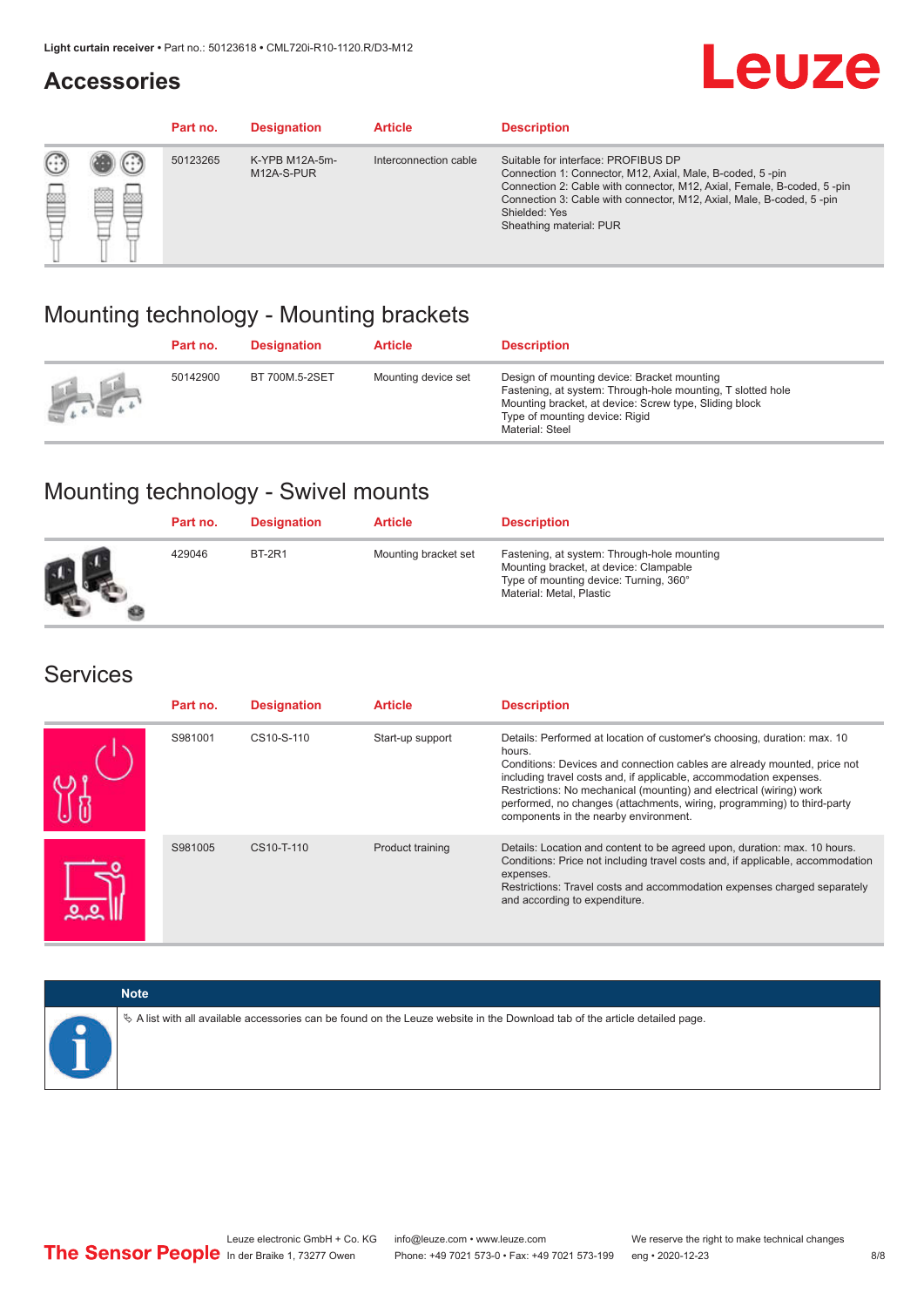## Accessories

| Part no. | Designation | Article | Description |
|---|---|---|---|
| 50123265 | K-YPB M12A-5m-M12A-S-PUR | Interconnection cable | Suitable for interface: PROFIBUS DP<br>Connection 1: Connector, M12, Axial, Male, B-coded, 5 -pin<br>Connection 2: Cable with connector, M12, Axial, Female, B-coded, 5 -pin<br>Connection 3: Cable with connector, M12, Axial, Male, B-coded, 5 -pin<br>Shielded: Yes<br>Sheathing material: PUR |

## Mounting technology - Mounting brackets

| Part no. | Designation | Article | Description |
|---|---|---|---|
| 50142900 | BT 700M.5-2SET | Mounting device set | Design of mounting device: Bracket mounting<br>Fastening, at system: Through-hole mounting, T slotted hole<br>Mounting bracket, at device: Screw type, Sliding block<br>Type of mounting device: Rigid<br>Material: Steel |

## Mounting technology - Swivel mounts

| Part no. | Designation | Article | Description |
|---|---|---|---|
| 429046 | BT-2R1 | Mounting bracket set | Fastening, at system: Through-hole mounting<br>Mounting bracket, at device: Clampable<br>Type of mounting device: Turning, 360°<br>Material: Metal, Plastic |

## Services

| Part no. | Designation | Article | Description |
|---|---|---|---|
| S981001 | CS10-S-110 | Start-up support | Details: Performed at location of customer's choosing, duration: max. 10 hours.<br>Conditions: Devices and connection cables are already mounted, price not including travel costs and, if applicable, accommodation expenses.<br>Restrictions: No mechanical (mounting) and electrical (wiring) work performed, no changes (attachments, wiring, programming) to third-party components in the nearby environment. |
| S981005 | CS10-T-110 | Product training | Details: Location and content to be agreed upon, duration: max. 10 hours.<br>Conditions: Price not including travel costs and, if applicable, accommodation expenses.<br>Restrictions: Travel costs and accommodation expenses charged separately and according to expenditure. |

**Note**

A list with all available accessories can be found on the Leuze website in the Download tab of the article detailed page.